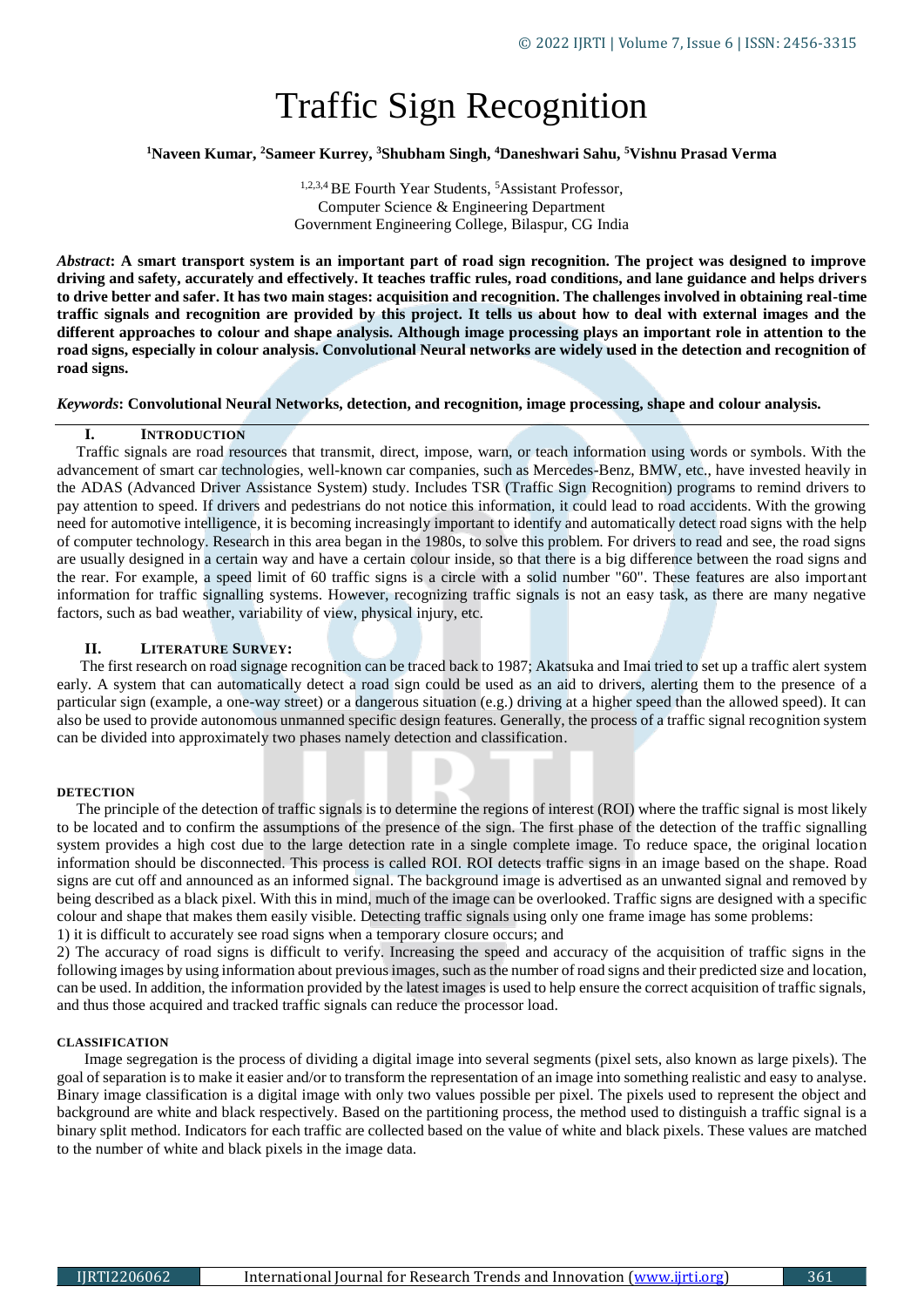# Traffic Sign Recognition

**[1]Naveen Kumar, [2]Sameer Kurrey, [3]Shubham Singh, [4]Daneshwari Sahu, [5]Vishnu Prasad Verma**

[1,2,3,4] BE Fourth Year Students, [5]Assistant Professor,
Computer Science & Engineering Department
Government Engineering College, Bilaspur, CG India

***Abstract*: A smart transport system is an important part of road sign recognition. The project was designed to improve driving and safety, accurately and effectively. It teaches traffic rules, road conditions, and lane guidance and helps drivers to drive better and safer. It has two main stages: acquisition and recognition. The challenges involved in obtaining real-time traffic signals and recognition are provided by this project. It tells us about how to deal with external images and the different approaches to colour and shape analysis. Although image processing plays an important role in attention to the road signs, especially in colour analysis. Convolutional Neural networks are widely used in the detection and recognition of road signs.**

***Keywords*: Convolutional Neural Networks, detection, and recognition, image processing, shape and colour analysis.**

## I. INTRODUCTION

Traffic signals are road resources that transmit, direct, impose, warn, or teach information using words or symbols. With the advancement of smart car technologies, well-known car companies, such as Mercedes-Benz, BMW, etc., have invested heavily in the ADAS (Advanced Driver Assistance System) study. Includes TSR (Traffic Sign Recognition) programs to remind drivers to pay attention to speed. If drivers and pedestrians do not notice this information, it could lead to road accidents. With the growing need for automotive intelligence, it is becoming increasingly important to identify and automatically detect road signs with the help of computer technology. Research in this area began in the 1980s, to solve this problem. For drivers to read and see, the road signs are usually designed in a certain way and have a certain colour inside, so that there is a big difference between the road signs and the rear. For example, a speed limit of 60 traffic signs is a circle with a solid number "60". These features are also important information for traffic signalling systems. However, recognizing traffic signals is not an easy task, as there are many negative factors, such as bad weather, variability of view, physical injury, etc.

## II. LITERATURE SURVEY:

The first research on road signage recognition can be traced back to 1987; Akatsuka and Imai tried to set up a traffic alert system early. A system that can automatically detect a road sign could be used as an aid to drivers, alerting them to the presence of a particular sign (example, a one-way street) or a dangerous situation (e.g.) driving at a higher speed than the allowed speed). It can also be used to provide autonomous unmanned specific design features. Generally, the process of a traffic signal recognition system can be divided into approximately two phases namely detection and classification.

### DETECTION

The principle of the detection of traffic signals is to determine the regions of interest (ROI) where the traffic signal is most likely to be located and to confirm the assumptions of the presence of the sign. The first phase of the detection of the traffic signalling system provides a high cost due to the large detection rate in a single complete image. To reduce space, the original location information should be disconnected. This process is called ROI. ROI detects traffic signs in an image based on the shape. Road signs are cut off and announced as an informed signal. The background image is advertised as an unwanted signal and removed by being described as a black pixel. With this in mind, much of the image can be overlooked. Traffic signs are designed with a specific colour and shape that makes them easily visible. Detecting traffic signals using only one frame image has some problems:

1) it is difficult to accurately see road signs when a temporary closure occurs; and

2) The accuracy of road signs is difficult to verify. Increasing the speed and accuracy of the acquisition of traffic signs in the following images by using information about previous images, such as the number of road signs and their predicted size and location, can be used. In addition, the information provided by the latest images is used to help ensure the correct acquisition of traffic signals, and thus those acquired and tracked traffic signals can reduce the processor load.

### CLASSIFICATION

Image segregation is the process of dividing a digital image into several segments (pixel sets, also known as large pixels). The goal of separation is to make it easier and/or to transform the representation of an image into something realistic and easy to analyse. Binary image classification is a digital image with only two values possible per pixel. The pixels used to represent the object and background are white and black respectively. Based on the partitioning process, the method used to distinguish a traffic signal is a binary split method. Indicators for each traffic are collected based on the value of white and black pixels. These values are matched to the number of white and black pixels in the image data.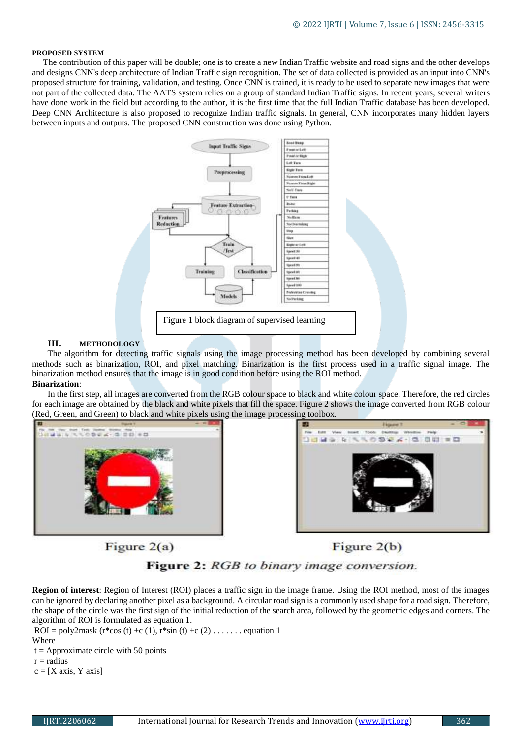## PROPOSED SYSTEM

The contribution of this paper will be double; one is to create a new Indian Traffic website and road signs and the other develops and designs CNN's deep architecture of Indian Traffic sign recognition. The set of data collected is provided as an input into CNN's proposed structure for training, validation, and testing. Once CNN is trained, it is ready to be used to separate new images that were not part of the collected data. The AATS system relies on a group of standard Indian Traffic signs. In recent years, several writers have done work in the field but according to the author, it is the first time that the full Indian Traffic database has been developed. Deep CNN Architecture is also proposed to recognize Indian traffic signals. In general, CNN incorporates many hidden layers between inputs and outputs. The proposed CNN construction was done using Python.

Figure 1 block diagram of supervised learning

## III. METHODOLOGY

The algorithm for detecting traffic signals using the image processing method has been developed by combining several methods such as binarization, ROI, and pixel matching. Binarization is the first process used in a traffic signal image. The binarization method ensures that the image is in good condition before using the ROI method.

**Binarization**:

In the first step, all images are converted from the RGB colour space to black and white colour space. Therefore, the red circles for each image are obtained by the black and white pixels that fill the space. Figure 2 shows the image converted from RGB colour (Red, Green, and Green) to black and white pixels using the image processing toolbox.

Figure 2(a) Figure 2(b)

**Figure 2:** *RGB to binary image conversion.*

**Region of interest**: Region of Interest (ROI) places a traffic sign in the image frame. Using the ROI method, most of the images can be ignored by declaring another pixel as a background. A circular road sign is a commonly used shape for a road sign. Therefore, the shape of the circle was the first sign of the initial reduction of the search area, followed by the geometric edges and corners. The algorithm of ROI is formulated as equation 1.

ROI = poly2mask (r*cos (t) +c (1), r*sin (t) +c (2) . . . . . . . equation 1

Where

t = Approximate circle with 50 points

r = radius

c = [X axis, Y axis]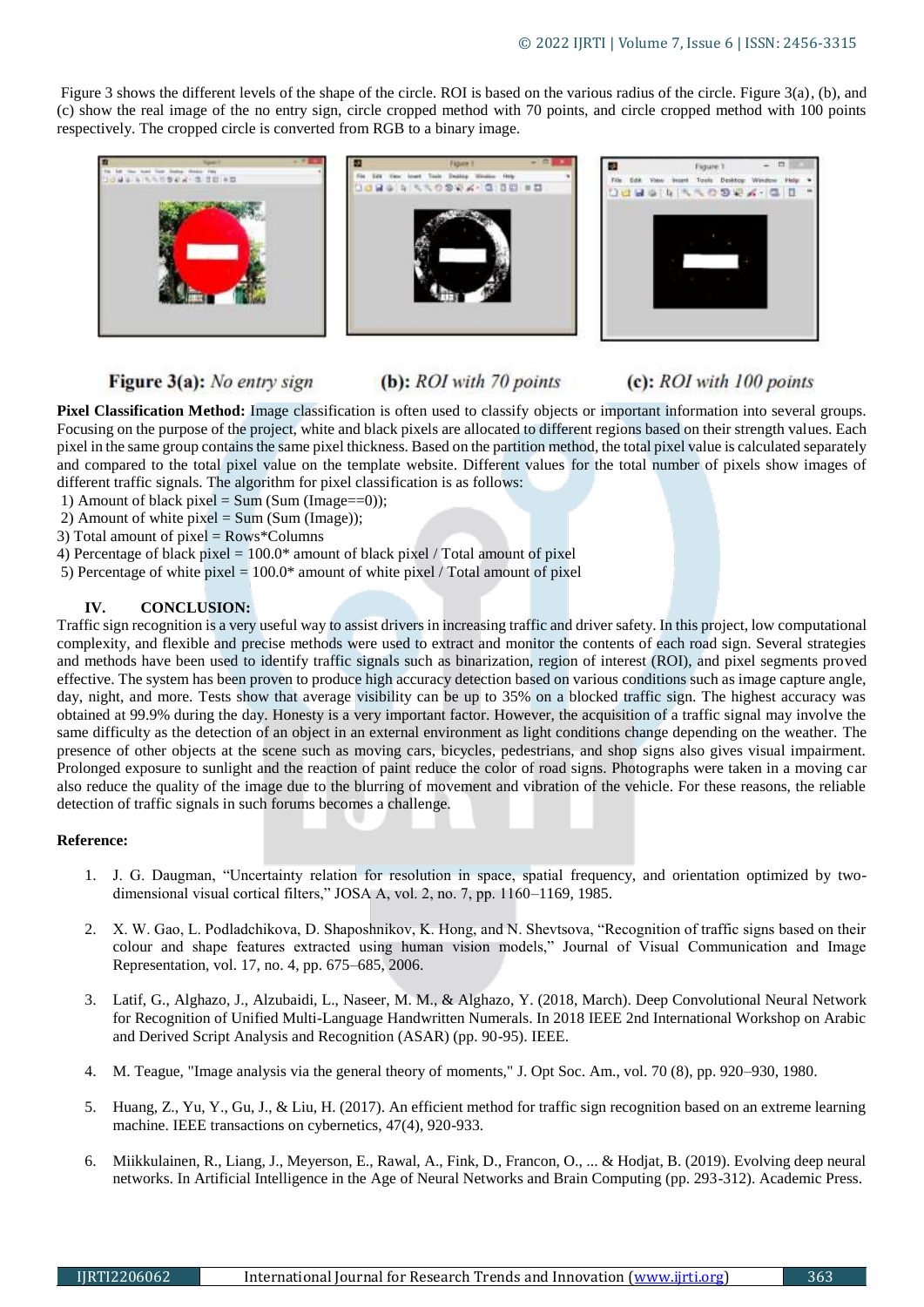Figure 3 shows the different levels of the shape of the circle. ROI is based on the various radius of the circle. Figure 3(a), (b), and (c) show the real image of the no entry sign, circle cropped method with 70 points, and circle cropped method with 100 points respectively. The cropped circle is converted from RGB to a binary image.

**Figure 3(a):** *No entry sign* **(b):** *ROI with 70 points* **(c):** *ROI with 100 points*

**Pixel Classification Method:** Image classification is often used to classify objects or important information into several groups. Focusing on the purpose of the project, white and black pixels are allocated to different regions based on their strength values. Each pixel in the same group contains the same pixel thickness. Based on the partition method, the total pixel value is calculated separately and compared to the total pixel value on the template website. Different values for the total number of pixels show images of different traffic signals. The algorithm for pixel classification is as follows:

1) Amount of black pixel = Sum (Sum (Image==0));
2) Amount of white pixel = Sum (Sum (Image));
3) Total amount of pixel = Rows*Columns
4) Percentage of black pixel = 100.0* amount of black pixel / Total amount of pixel
5) Percentage of white pixel = 100.0* amount of white pixel / Total amount of pixel

## IV. CONCLUSION:

Traffic sign recognition is a very useful way to assist drivers in increasing traffic and driver safety. In this project, low computational complexity, and flexible and precise methods were used to extract and monitor the contents of each road sign. Several strategies and methods have been used to identify traffic signals such as binarization, region of interest (ROI), and pixel segments proved effective. The system has been proven to produce high accuracy detection based on various conditions such as image capture angle, day, night, and more. Tests show that average visibility can be up to 35% on a blocked traffic sign. The highest accuracy was obtained at 99.9% during the day. Honesty is a very important factor. However, the acquisition of a traffic signal may involve the same difficulty as the detection of an object in an external environment as light conditions change depending on the weather. The presence of other objects at the scene such as moving cars, bicycles, pedestrians, and shop signs also gives visual impairment. Prolonged exposure to sunlight and the reaction of paint reduce the color of road signs. Photographs were taken in a moving car also reduce the quality of the image due to the blurring of movement and vibration of the vehicle. For these reasons, the reliable detection of traffic signals in such forums becomes a challenge.

**Reference:**

1. J. G. Daugman, "Uncertainty relation for resolution in space, spatial frequency, and orientation optimized by two-dimensional visual cortical filters," JOSA A, vol. 2, no. 7, pp. 1160–1169, 1985.
2. X. W. Gao, L. Podladchikova, D. Shaposhnikov, K. Hong, and N. Shevtsova, "Recognition of traffic signs based on their colour and shape features extracted using human vision models," Journal of Visual Communication and Image Representation, vol. 17, no. 4, pp. 675–685, 2006.
3. Latif, G., Alghazo, J., Alzubaidi, L., Naseer, M. M., & Alghazo, Y. (2018, March). Deep Convolutional Neural Network for Recognition of Unified Multi-Language Handwritten Numerals. In 2018 IEEE 2nd International Workshop on Arabic and Derived Script Analysis and Recognition (ASAR) (pp. 90-95). IEEE.
4. M. Teague, "Image analysis via the general theory of moments," J. Opt Soc. Am., vol. 70 (8), pp. 920–930, 1980.
5. Huang, Z., Yu, Y., Gu, J., & Liu, H. (2017). An efficient method for traffic sign recognition based on an extreme learning machine. IEEE transactions on cybernetics, 47(4), 920-933.
6. Miikkulainen, R., Liang, J., Meyerson, E., Rawal, A., Fink, D., Francon, O., ... & Hodjat, B. (2019). Evolving deep neural networks. In Artificial Intelligence in the Age of Neural Networks and Brain Computing (pp. 293-312). Academic Press.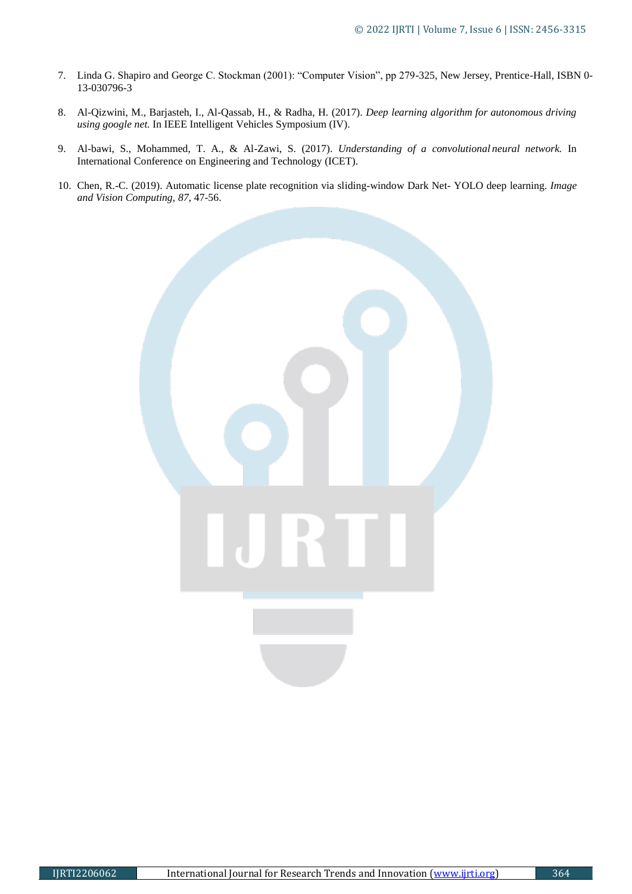7. Linda G. Shapiro and George C. Stockman (2001): “Computer Vision”, pp 279-325, New Jersey, Prentice-Hall, ISBN 0-13-030796-3

8. Al-Qizwini, M., Barjasteh, I., Al-Qassab, H., & Radha, H. (2017). *Deep learning algorithm for autonomous driving using google net.* In IEEE Intelligent Vehicles Symposium (IV).

9. Al-bawi, S., Mohammed, T. A., & Al-Zawi, S. (2017). *Understanding of a convolutional neural network.* In International Conference on Engineering and Technology (ICET).

10. Chen, R.-C. (2019). Automatic license plate recognition via sliding-window Dark Net- YOLO deep learning. *Image and Vision Computing*, *87*, 47-56.